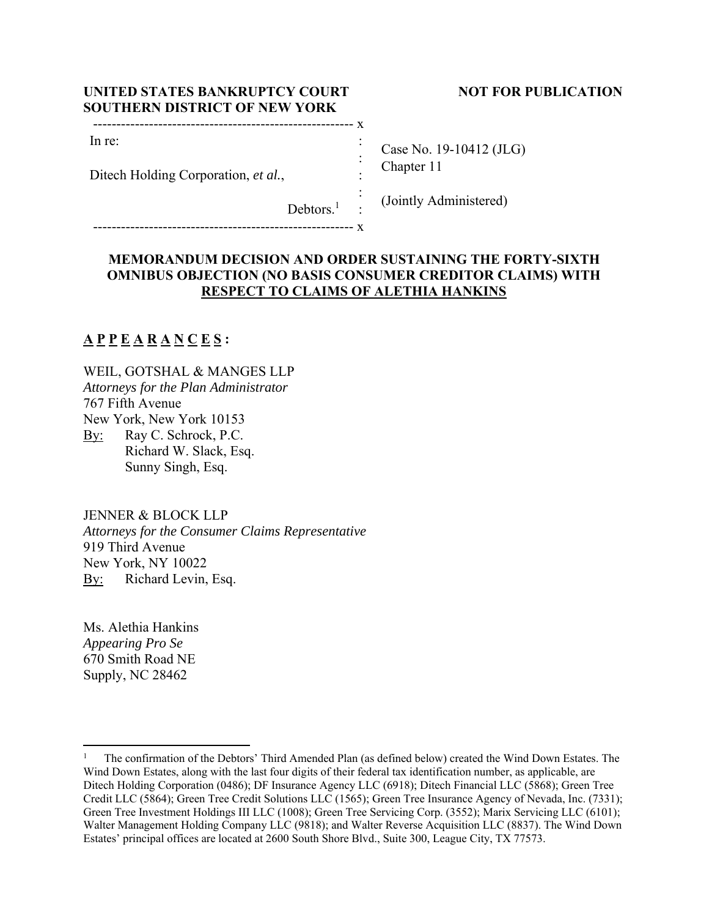**UNITED STATES BANKRUPTCY COURT**
**SOUTHERN DISTRICT OF NEW YORK**

**NOT FOR PUBLICATION**

| | | |
|---|---|---|
| In re: | : | Case No. 19-10412 (JLG) |
| | : | Chapter 11 |
| Ditech Holding Corporation, *et al.*, | : | |
| | : | (Jointly Administered) |
| Debtors.[1] | : | |

**MEMORANDUM DECISION AND ORDER SUSTAINING THE FORTY-SIXTH OMNIBUS OBJECTION (NO BASIS CONSUMER CREDITOR CLAIMS) WITH RESPECT TO CLAIMS OF ALETHIA HANKINS**

**A P P E A R A N C E S :**

WEIL, GOTSHAL & MANGES LLP
*Attorneys for the Plan Administrator*
767 Fifth Avenue
New York, New York 10153
By: Ray C. Schrock, P.C.
Richard W. Slack, Esq.
Sunny Singh, Esq.

JENNER & BLOCK LLP
*Attorneys for the Consumer Claims Representative*
919 Third Avenue
New York, NY 10022
By: Richard Levin, Esq.

Ms. Alethia Hankins
*Appearing Pro Se*
670 Smith Road NE
Supply, NC 28462

---

[1] The confirmation of the Debtors' Third Amended Plan (as defined below) created the Wind Down Estates. The Wind Down Estates, along with the last four digits of their federal tax identification number, as applicable, are Ditech Holding Corporation (0486); DF Insurance Agency LLC (6918); Ditech Financial LLC (5868); Green Tree Credit LLC (5864); Green Tree Credit Solutions LLC (1565); Green Tree Insurance Agency of Nevada, Inc. (7331); Green Tree Investment Holdings III LLC (1008); Green Tree Servicing Corp. (3552); Marix Servicing LLC (6101); Walter Management Holding Company LLC (9818); and Walter Reverse Acquisition LLC (8837). The Wind Down Estates' principal offices are located at 2600 South Shore Blvd., Suite 300, League City, TX 77573.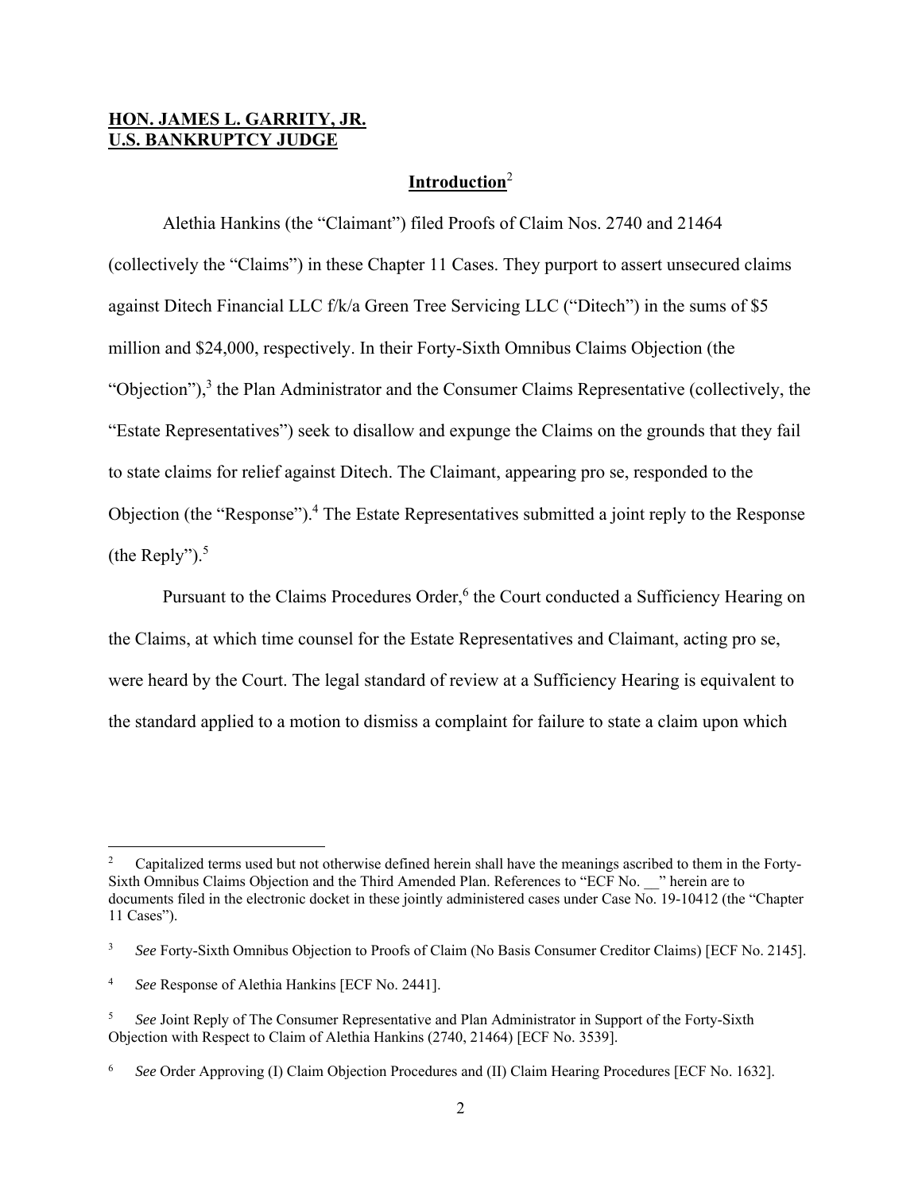**HON. JAMES L. GARRITY, JR.**
**U.S. BANKRUPTCY JUDGE**

## Introduction[2]

Alethia Hankins (the "Claimant") filed Proofs of Claim Nos. 2740 and 21464 (collectively the "Claims") in these Chapter 11 Cases. They purport to assert unsecured claims against Ditech Financial LLC f/k/a Green Tree Servicing LLC ("Ditech") in the sums of $5 million and $24,000, respectively. In their Forty-Sixth Omnibus Claims Objection (the "Objection"),[3] the Plan Administrator and the Consumer Claims Representative (collectively, the "Estate Representatives") seek to disallow and expunge the Claims on the grounds that they fail to state claims for relief against Ditech. The Claimant, appearing pro se, responded to the Objection (the "Response").[4] The Estate Representatives submitted a joint reply to the Response (the Reply").[5]

Pursuant to the Claims Procedures Order,[6] the Court conducted a Sufficiency Hearing on the Claims, at which time counsel for the Estate Representatives and Claimant, acting pro se, were heard by the Court. The legal standard of review at a Sufficiency Hearing is equivalent to the standard applied to a motion to dismiss a complaint for failure to state a claim upon which

---

[2] Capitalized terms used but not otherwise defined herein shall have the meanings ascribed to them in the Forty-Sixth Omnibus Claims Objection and the Third Amended Plan. References to "ECF No. __" herein are to documents filed in the electronic docket in these jointly administered cases under Case No. 19-10412 (the "Chapter 11 Cases").

[3] *See* Forty-Sixth Omnibus Objection to Proofs of Claim (No Basis Consumer Creditor Claims) [ECF No. 2145].

[4] *See* Response of Alethia Hankins [ECF No. 2441].

[5] *See* Joint Reply of The Consumer Representative and Plan Administrator in Support of the Forty-Sixth Objection with Respect to Claim of Alethia Hankins (2740, 21464) [ECF No. 3539].

[6] *See* Order Approving (I) Claim Objection Procedures and (II) Claim Hearing Procedures [ECF No. 1632].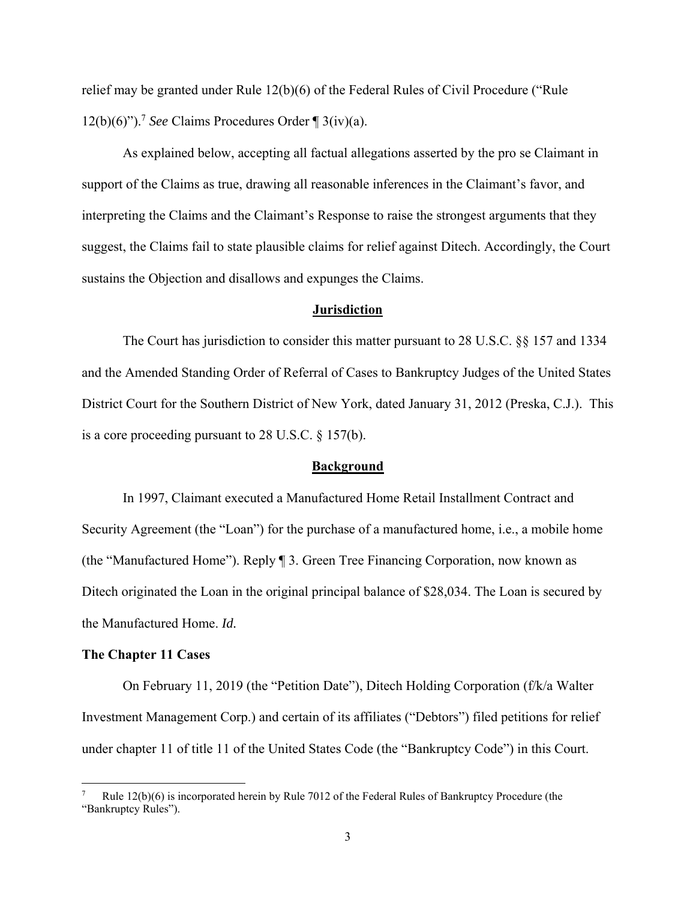relief may be granted under Rule 12(b)(6) of the Federal Rules of Civil Procedure ("Rule 12(b)(6)").[7] *See* Claims Procedures Order ¶ 3(iv)(a).

As explained below, accepting all factual allegations asserted by the pro se Claimant in support of the Claims as true, drawing all reasonable inferences in the Claimant's favor, and interpreting the Claims and the Claimant's Response to raise the strongest arguments that they suggest, the Claims fail to state plausible claims for relief against Ditech. Accordingly, the Court sustains the Objection and disallows and expunges the Claims.

## Jurisdiction

The Court has jurisdiction to consider this matter pursuant to 28 U.S.C. §§ 157 and 1334 and the Amended Standing Order of Referral of Cases to Bankruptcy Judges of the United States District Court for the Southern District of New York, dated January 31, 2012 (Preska, C.J.). This is a core proceeding pursuant to 28 U.S.C. § 157(b).

## Background

In 1997, Claimant executed a Manufactured Home Retail Installment Contract and Security Agreement (the "Loan") for the purchase of a manufactured home, i.e., a mobile home (the "Manufactured Home"). Reply ¶ 3. Green Tree Financing Corporation, now known as Ditech originated the Loan in the original principal balance of $28,034. The Loan is secured by the Manufactured Home. *Id.*

### The Chapter 11 Cases

On February 11, 2019 (the "Petition Date"), Ditech Holding Corporation (f/k/a Walter Investment Management Corp.) and certain of its affiliates ("Debtors") filed petitions for relief under chapter 11 of title 11 of the United States Code (the "Bankruptcy Code") in this Court.

---

[7] Rule 12(b)(6) is incorporated herein by Rule 7012 of the Federal Rules of Bankruptcy Procedure (the "Bankruptcy Rules").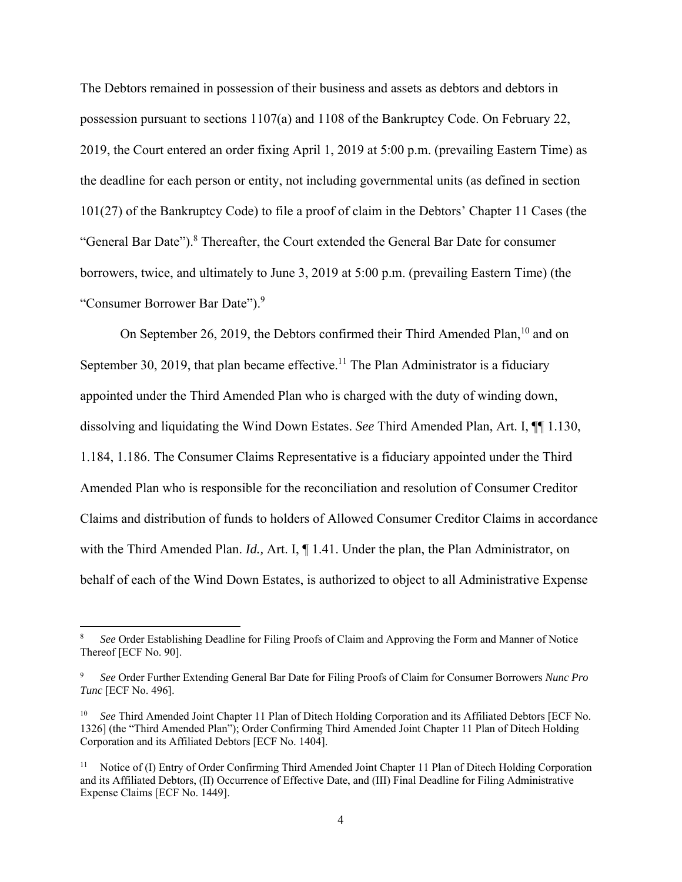The Debtors remained in possession of their business and assets as debtors and debtors in possession pursuant to sections 1107(a) and 1108 of the Bankruptcy Code. On February 22, 2019, the Court entered an order fixing April 1, 2019 at 5:00 p.m. (prevailing Eastern Time) as the deadline for each person or entity, not including governmental units (as defined in section 101(27) of the Bankruptcy Code) to file a proof of claim in the Debtors' Chapter 11 Cases (the "General Bar Date").[8] Thereafter, the Court extended the General Bar Date for consumer borrowers, twice, and ultimately to June 3, 2019 at 5:00 p.m. (prevailing Eastern Time) (the "Consumer Borrower Bar Date").[9]

On September 26, 2019, the Debtors confirmed their Third Amended Plan,[10] and on September 30, 2019, that plan became effective.[11] The Plan Administrator is a fiduciary appointed under the Third Amended Plan who is charged with the duty of winding down, dissolving and liquidating the Wind Down Estates. *See* Third Amended Plan, Art. I, ¶¶ 1.130, 1.184, 1.186. The Consumer Claims Representative is a fiduciary appointed under the Third Amended Plan who is responsible for the reconciliation and resolution of Consumer Creditor Claims and distribution of funds to holders of Allowed Consumer Creditor Claims in accordance with the Third Amended Plan. *Id.,* Art. I, ¶ 1.41. Under the plan, the Plan Administrator, on behalf of each of the Wind Down Estates, is authorized to object to all Administrative Expense

---

[8] *See* Order Establishing Deadline for Filing Proofs of Claim and Approving the Form and Manner of Notice Thereof [ECF No. 90].

[9] *See* Order Further Extending General Bar Date for Filing Proofs of Claim for Consumer Borrowers *Nunc Pro Tunc* [ECF No. 496].

[10] *See* Third Amended Joint Chapter 11 Plan of Ditech Holding Corporation and its Affiliated Debtors [ECF No. 1326] (the "Third Amended Plan"); Order Confirming Third Amended Joint Chapter 11 Plan of Ditech Holding Corporation and its Affiliated Debtors [ECF No. 1404].

[11] Notice of (I) Entry of Order Confirming Third Amended Joint Chapter 11 Plan of Ditech Holding Corporation and its Affiliated Debtors, (II) Occurrence of Effective Date, and (III) Final Deadline for Filing Administrative Expense Claims [ECF No. 1449].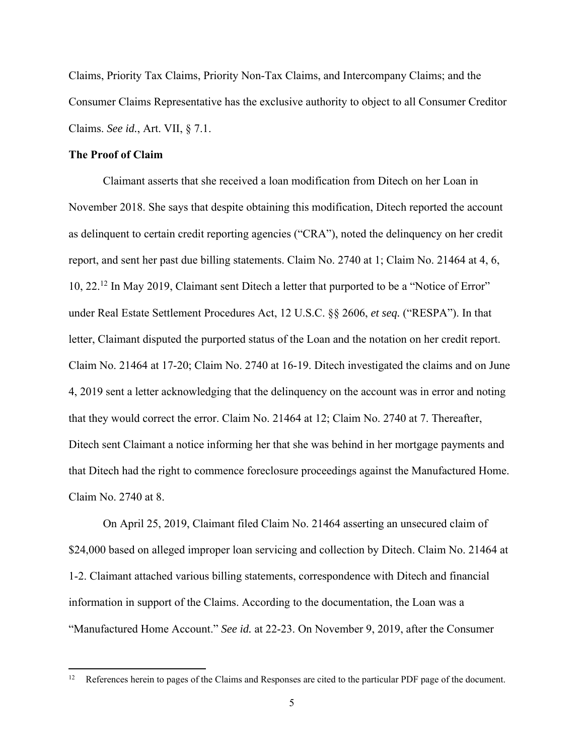Claims, Priority Tax Claims, Priority Non-Tax Claims, and Intercompany Claims; and the Consumer Claims Representative has the exclusive authority to object to all Consumer Creditor Claims. *See id.*, Art. VII, § 7.1.

**The Proof of Claim**

Claimant asserts that she received a loan modification from Ditech on her Loan in November 2018. She says that despite obtaining this modification, Ditech reported the account as delinquent to certain credit reporting agencies ("CRA"), noted the delinquency on her credit report, and sent her past due billing statements. Claim No. 2740 at 1; Claim No. 21464 at 4, 6, 10, 22.[12] In May 2019, Claimant sent Ditech a letter that purported to be a "Notice of Error" under Real Estate Settlement Procedures Act, 12 U.S.C. §§ 2606, *et seq.* ("RESPA"). In that letter, Claimant disputed the purported status of the Loan and the notation on her credit report. Claim No. 21464 at 17-20; Claim No. 2740 at 16-19. Ditech investigated the claims and on June 4, 2019 sent a letter acknowledging that the delinquency on the account was in error and noting that they would correct the error. Claim No. 21464 at 12; Claim No. 2740 at 7. Thereafter, Ditech sent Claimant a notice informing her that she was behind in her mortgage payments and that Ditech had the right to commence foreclosure proceedings against the Manufactured Home. Claim No. 2740 at 8.

On April 25, 2019, Claimant filed Claim No. 21464 asserting an unsecured claim of $24,000 based on alleged improper loan servicing and collection by Ditech. Claim No. 21464 at 1-2. Claimant attached various billing statements, correspondence with Ditech and financial information in support of the Claims. According to the documentation, the Loan was a "Manufactured Home Account." *See id.* at 22-23. On November 9, 2019, after the Consumer

---

[12] References herein to pages of the Claims and Responses are cited to the particular PDF page of the document.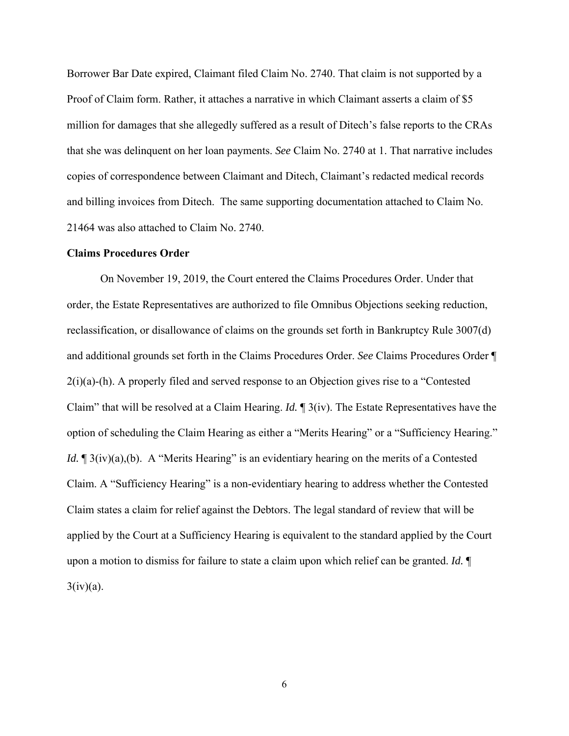Borrower Bar Date expired, Claimant filed Claim No. 2740. That claim is not supported by a Proof of Claim form. Rather, it attaches a narrative in which Claimant asserts a claim of $5 million for damages that she allegedly suffered as a result of Ditech's false reports to the CRAs that she was delinquent on her loan payments. *See* Claim No. 2740 at 1. That narrative includes copies of correspondence between Claimant and Ditech, Claimant's redacted medical records and billing invoices from Ditech. The same supporting documentation attached to Claim No. 21464 was also attached to Claim No. 2740.

**Claims Procedures Order**

On November 19, 2019, the Court entered the Claims Procedures Order. Under that order, the Estate Representatives are authorized to file Omnibus Objections seeking reduction, reclassification, or disallowance of claims on the grounds set forth in Bankruptcy Rule 3007(d) and additional grounds set forth in the Claims Procedures Order. *See* Claims Procedures Order ¶ 2(i)(a)-(h). A properly filed and served response to an Objection gives rise to a "Contested Claim" that will be resolved at a Claim Hearing. *Id.* ¶ 3(iv). The Estate Representatives have the option of scheduling the Claim Hearing as either a "Merits Hearing" or a "Sufficiency Hearing." *Id.* ¶ 3(iv)(a),(b). A "Merits Hearing" is an evidentiary hearing on the merits of a Contested Claim. A "Sufficiency Hearing" is a non-evidentiary hearing to address whether the Contested Claim states a claim for relief against the Debtors. The legal standard of review that will be applied by the Court at a Sufficiency Hearing is equivalent to the standard applied by the Court upon a motion to dismiss for failure to state a claim upon which relief can be granted. *Id.* ¶ 3(iv)(a).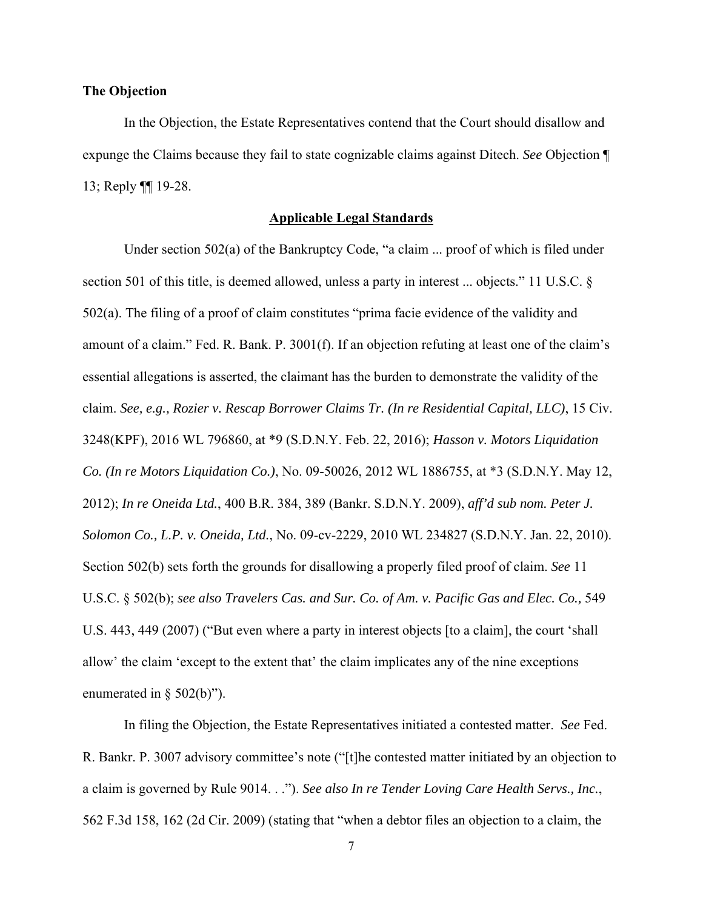**The Objection**

In the Objection, the Estate Representatives contend that the Court should disallow and expunge the Claims because they fail to state cognizable claims against Ditech. *See* Objection ¶ 13; Reply ¶¶ 19-28.

**Applicable Legal Standards**

Under section 502(a) of the Bankruptcy Code, "a claim ... proof of which is filed under section 501 of this title, is deemed allowed, unless a party in interest ... objects." 11 U.S.C. § 502(a). The filing of a proof of claim constitutes "prima facie evidence of the validity and amount of a claim." Fed. R. Bank. P. 3001(f). If an objection refuting at least one of the claim's essential allegations is asserted, the claimant has the burden to demonstrate the validity of the claim. *See, e.g., Rozier v. Rescap Borrower Claims Tr. (In re Residential Capital, LLC)*, 15 Civ. 3248(KPF), 2016 WL 796860, at *9 (S.D.N.Y. Feb. 22, 2016); *Hasson v. Motors Liquidation Co. (In re Motors Liquidation Co.)*, No. 09-50026, 2012 WL 1886755, at *3 (S.D.N.Y. May 12, 2012); *In re Oneida Ltd.*, 400 B.R. 384, 389 (Bankr. S.D.N.Y. 2009), *aff'd sub nom. Peter J. Solomon Co., L.P. v. Oneida, Ltd.*, No. 09-cv-2229, 2010 WL 234827 (S.D.N.Y. Jan. 22, 2010). Section 502(b) sets forth the grounds for disallowing a properly filed proof of claim. *See* 11 U.S.C. § 502(b); *see also Travelers Cas. and Sur. Co. of Am. v. Pacific Gas and Elec. Co.*, 549 U.S. 443, 449 (2007) ("But even where a party in interest objects [to a claim], the court 'shall allow' the claim 'except to the extent that' the claim implicates any of the nine exceptions enumerated in § 502(b)").

In filing the Objection, the Estate Representatives initiated a contested matter. *See* Fed. R. Bankr. P. 3007 advisory committee's note ("[t]he contested matter initiated by an objection to a claim is governed by Rule 9014. . ."). *See also In re Tender Loving Care Health Servs., Inc.*, 562 F.3d 158, 162 (2d Cir. 2009) (stating that "when a debtor files an objection to a claim, the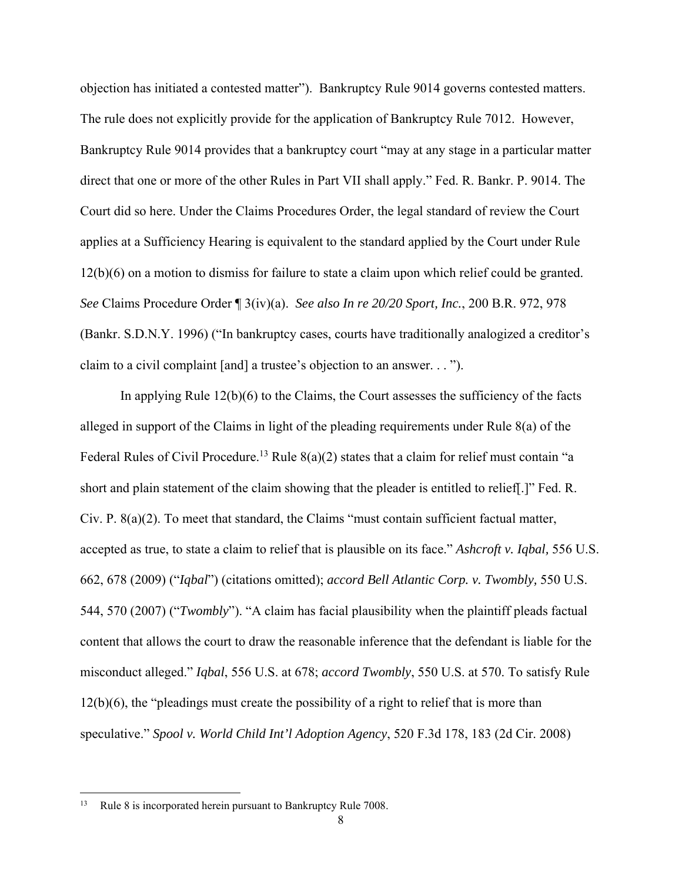objection has initiated a contested matter"). Bankruptcy Rule 9014 governs contested matters. The rule does not explicitly provide for the application of Bankruptcy Rule 7012. However, Bankruptcy Rule 9014 provides that a bankruptcy court "may at any stage in a particular matter direct that one or more of the other Rules in Part VII shall apply." Fed. R. Bankr. P. 9014. The Court did so here. Under the Claims Procedures Order, the legal standard of review the Court applies at a Sufficiency Hearing is equivalent to the standard applied by the Court under Rule 12(b)(6) on a motion to dismiss for failure to state a claim upon which relief could be granted. *See* Claims Procedure Order ¶ 3(iv)(a). *See also In re 20/20 Sport, Inc.*, 200 B.R. 972, 978 (Bankr. S.D.N.Y. 1996) ("In bankruptcy cases, courts have traditionally analogized a creditor's claim to a civil complaint [and] a trustee's objection to an answer. . . ").

In applying Rule 12(b)(6) to the Claims, the Court assesses the sufficiency of the facts alleged in support of the Claims in light of the pleading requirements under Rule 8(a) of the Federal Rules of Civil Procedure.[13] Rule 8(a)(2) states that a claim for relief must contain "a short and plain statement of the claim showing that the pleader is entitled to relief[.]" Fed. R. Civ. P. 8(a)(2). To meet that standard, the Claims "must contain sufficient factual matter, accepted as true, to state a claim to relief that is plausible on its face." *Ashcroft v. Iqbal,* 556 U.S. 662, 678 (2009) ("*Iqbal*") (citations omitted); *accord Bell Atlantic Corp. v. Twombly,* 550 U.S. 544, 570 (2007) ("*Twombly*"). "A claim has facial plausibility when the plaintiff pleads factual content that allows the court to draw the reasonable inference that the defendant is liable for the misconduct alleged." *Iqbal*, 556 U.S. at 678; *accord Twombly*, 550 U.S. at 570. To satisfy Rule 12(b)(6), the "pleadings must create the possibility of a right to relief that is more than speculative." *Spool v. World Child Int'l Adoption Agency*, 520 F.3d 178, 183 (2d Cir. 2008)

---

[13] Rule 8 is incorporated herein pursuant to Bankruptcy Rule 7008.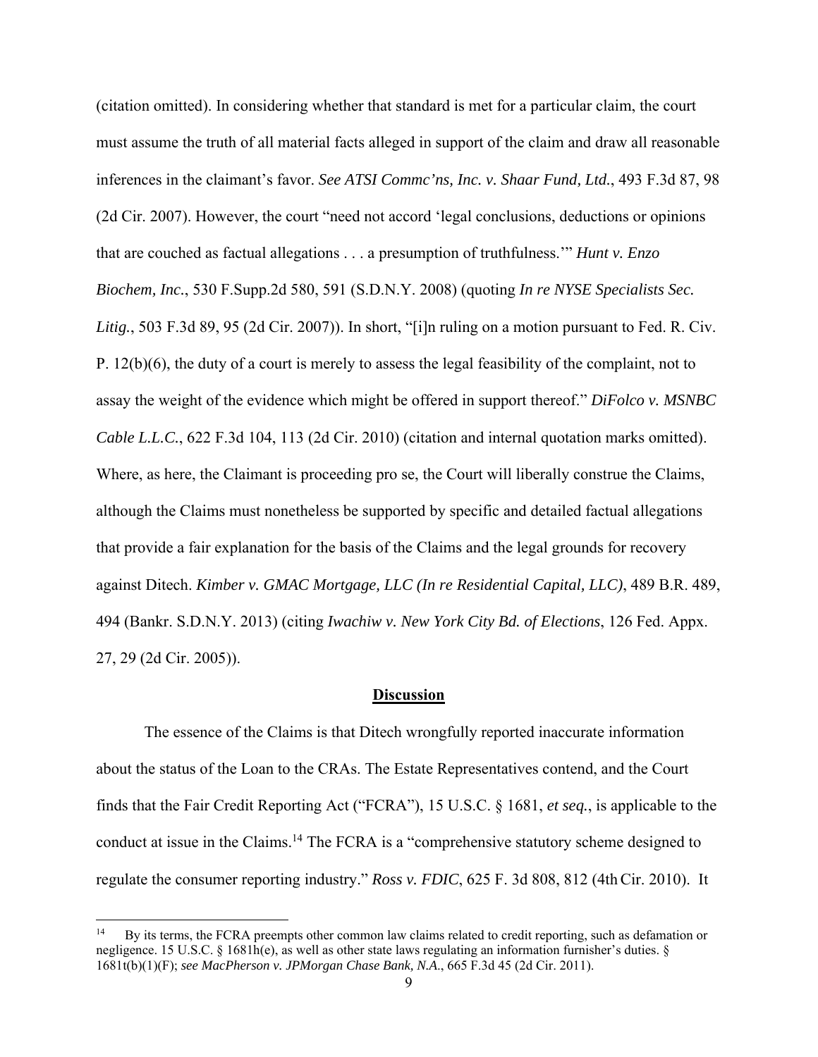(citation omitted). In considering whether that standard is met for a particular claim, the court must assume the truth of all material facts alleged in support of the claim and draw all reasonable inferences in the claimant's favor. *See ATSI Commc'ns, Inc. v. Shaar Fund, Ltd.*, 493 F.3d 87, 98 (2d Cir. 2007). However, the court "need not accord 'legal conclusions, deductions or opinions that are couched as factual allegations . . . a presumption of truthfulness.'" *Hunt v. Enzo Biochem, Inc.*, 530 F.Supp.2d 580, 591 (S.D.N.Y. 2008) (quoting *In re NYSE Specialists Sec. Litig.*, 503 F.3d 89, 95 (2d Cir. 2007)). In short, "[i]n ruling on a motion pursuant to Fed. R. Civ. P. 12(b)(6), the duty of a court is merely to assess the legal feasibility of the complaint, not to assay the weight of the evidence which might be offered in support thereof." *DiFolco v. MSNBC Cable L.L.C.*, 622 F.3d 104, 113 (2d Cir. 2010) (citation and internal quotation marks omitted). Where, as here, the Claimant is proceeding pro se, the Court will liberally construe the Claims, although the Claims must nonetheless be supported by specific and detailed factual allegations that provide a fair explanation for the basis of the Claims and the legal grounds for recovery against Ditech. *Kimber v. GMAC Mortgage, LLC (In re Residential Capital, LLC)*, 489 B.R. 489, 494 (Bankr. S.D.N.Y. 2013) (citing *Iwachiw v. New York City Bd. of Elections*, 126 Fed. Appx. 27, 29 (2d Cir. 2005)).

## **Discussion**

The essence of the Claims is that Ditech wrongfully reported inaccurate information about the status of the Loan to the CRAs. The Estate Representatives contend, and the Court finds that the Fair Credit Reporting Act ("FCRA"), 15 U.S.C. § 1681, *et seq.*, is applicable to the conduct at issue in the Claims.[14] The FCRA is a "comprehensive statutory scheme designed to regulate the consumer reporting industry." *Ross v. FDIC*, 625 F. 3d 808, 812 (4th Cir. 2010). It

---

[14] By its terms, the FCRA preempts other common law claims related to credit reporting, such as defamation or negligence. 15 U.S.C. § 1681h(e), as well as other state laws regulating an information furnisher's duties. § 1681t(b)(1)(F); *see MacPherson v. JPMorgan Chase Bank, N.A.*, 665 F.3d 45 (2d Cir. 2011).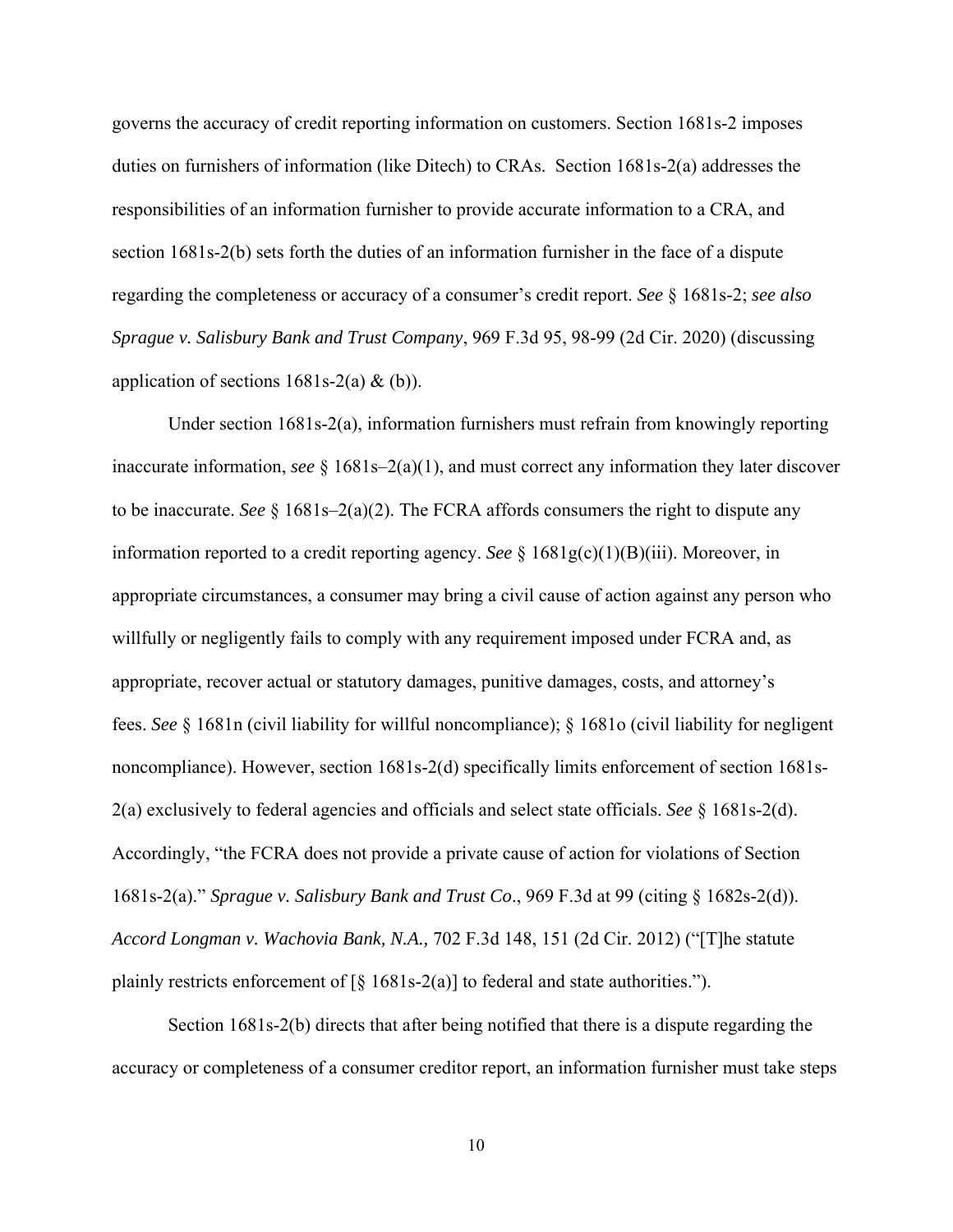governs the accuracy of credit reporting information on customers. Section 1681s-2 imposes duties on furnishers of information (like Ditech) to CRAs. Section 1681s-2(a) addresses the responsibilities of an information furnisher to provide accurate information to a CRA, and section 1681s-2(b) sets forth the duties of an information furnisher in the face of a dispute regarding the completeness or accuracy of a consumer's credit report. *See* § 1681s-2; *see also Sprague v. Salisbury Bank and Trust Company*, 969 F.3d 95, 98-99 (2d Cir. 2020) (discussing application of sections 1681s-2(a) & (b)).

Under section 1681s-2(a), information furnishers must refrain from knowingly reporting inaccurate information, *see* § 1681s–2(a)(1), and must correct any information they later discover to be inaccurate. *See* § 1681s–2(a)(2). The FCRA affords consumers the right to dispute any information reported to a credit reporting agency. *See* § 1681g(c)(1)(B)(iii). Moreover, in appropriate circumstances, a consumer may bring a civil cause of action against any person who willfully or negligently fails to comply with any requirement imposed under FCRA and, as appropriate, recover actual or statutory damages, punitive damages, costs, and attorney's fees. *See* § 1681n (civil liability for willful noncompliance); § 1681o (civil liability for negligent noncompliance). However, section 1681s-2(d) specifically limits enforcement of section 1681s-2(a) exclusively to federal agencies and officials and select state officials. *See* § 1681s-2(d). Accordingly, "the FCRA does not provide a private cause of action for violations of Section 1681s-2(a)." *Sprague v. Salisbury Bank and Trust Co*., 969 F.3d at 99 (citing § 1682s-2(d)). *Accord Longman v. Wachovia Bank, N.A.,* 702 F.3d 148, 151 (2d Cir. 2012) ("[T]he statute plainly restricts enforcement of [§ 1681s-2(a)] to federal and state authorities.").

Section 1681s-2(b) directs that after being notified that there is a dispute regarding the accuracy or completeness of a consumer creditor report, an information furnisher must take steps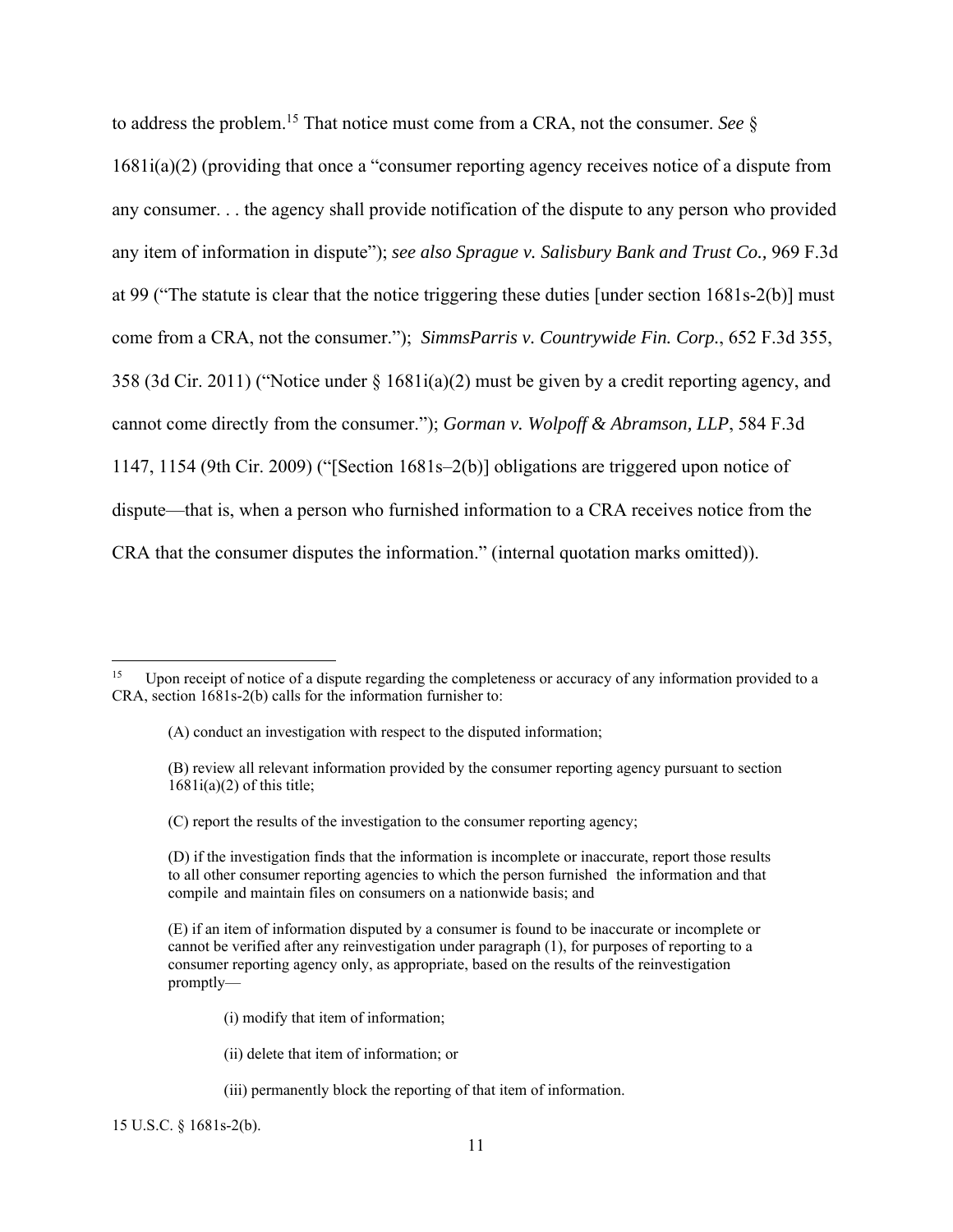to address the problem.[15] That notice must come from a CRA, not the consumer. *See* § 1681i(a)(2) (providing that once a "consumer reporting agency receives notice of a dispute from any consumer. . . the agency shall provide notification of the dispute to any person who provided any item of information in dispute"); *see also Sprague v. Salisbury Bank and Trust Co.,* 969 F.3d at 99 ("The statute is clear that the notice triggering these duties [under section 1681s-2(b)] must come from a CRA, not the consumer."); *SimmsParris v. Countrywide Fin. Corp.*, 652 F.3d 355, 358 (3d Cir. 2011) ("Notice under § 1681i(a)(2) must be given by a credit reporting agency, and cannot come directly from the consumer."); *Gorman v. Wolpoff & Abramson, LLP*, 584 F.3d 1147, 1154 (9th Cir. 2009) ("[Section 1681s–2(b)] obligations are triggered upon notice of dispute—that is, when a person who furnished information to a CRA receives notice from the CRA that the consumer disputes the information." (internal quotation marks omitted)).

---

[15] Upon receipt of notice of a dispute regarding the completeness or accuracy of any information provided to a CRA, section 1681s-2(b) calls for the information furnisher to:

> (A) conduct an investigation with respect to the disputed information;
>
> (B) review all relevant information provided by the consumer reporting agency pursuant to section 1681i(a)(2) of this title;
>
> (C) report the results of the investigation to the consumer reporting agency;
>
> (D) if the investigation finds that the information is incomplete or inaccurate, report those results to all other consumer reporting agencies to which the person furnished the information and that compile and maintain files on consumers on a nationwide basis; and
>
> (E) if an item of information disputed by a consumer is found to be inaccurate or incomplete or cannot be verified after any reinvestigation under paragraph (1), for purposes of reporting to a consumer reporting agency only, as appropriate, based on the results of the reinvestigation promptly—
>
> > (i) modify that item of information;
> >
> > (ii) delete that item of information; or
> >
> > (iii) permanently block the reporting of that item of information.

15 U.S.C. § 1681s-2(b).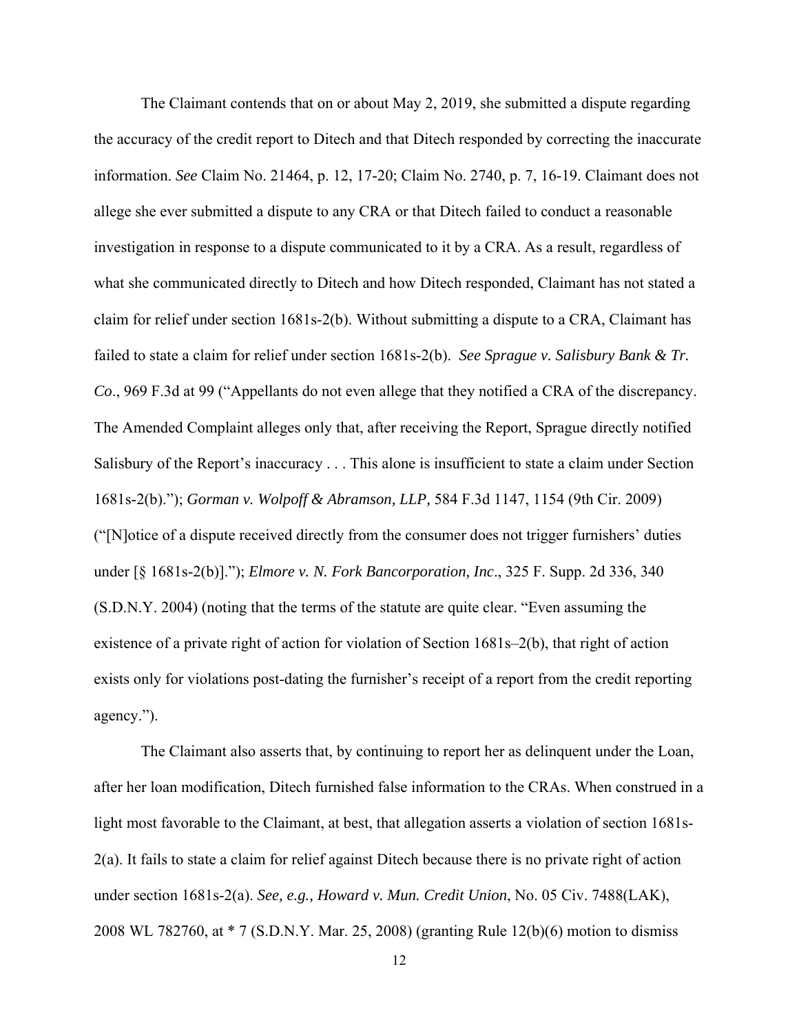The Claimant contends that on or about May 2, 2019, she submitted a dispute regarding the accuracy of the credit report to Ditech and that Ditech responded by correcting the inaccurate information. *See* Claim No. 21464, p. 12, 17-20; Claim No. 2740, p. 7, 16-19. Claimant does not allege she ever submitted a dispute to any CRA or that Ditech failed to conduct a reasonable investigation in response to a dispute communicated to it by a CRA. As a result, regardless of what she communicated directly to Ditech and how Ditech responded, Claimant has not stated a claim for relief under section 1681s-2(b). Without submitting a dispute to a CRA, Claimant has failed to state a claim for relief under section 1681s-2(b). *See Sprague v. Salisbury Bank & Tr. Co*., 969 F.3d at 99 ("Appellants do not even allege that they notified a CRA of the discrepancy. The Amended Complaint alleges only that, after receiving the Report, Sprague directly notified Salisbury of the Report's inaccuracy . . . This alone is insufficient to state a claim under Section 1681s-2(b)."); *Gorman v. Wolpoff & Abramson, LLP,* 584 F.3d 1147, 1154 (9th Cir. 2009) ("[N]otice of a dispute received directly from the consumer does not trigger furnishers' duties under [§ 1681s-2(b)]."); *Elmore v. N. Fork Bancorporation, Inc*., 325 F. Supp. 2d 336, 340 (S.D.N.Y. 2004) (noting that the terms of the statute are quite clear. "Even assuming the existence of a private right of action for violation of Section 1681s–2(b), that right of action exists only for violations post-dating the furnisher's receipt of a report from the credit reporting agency.").

The Claimant also asserts that, by continuing to report her as delinquent under the Loan, after her loan modification, Ditech furnished false information to the CRAs. When construed in a light most favorable to the Claimant, at best, that allegation asserts a violation of section 1681s-2(a). It fails to state a claim for relief against Ditech because there is no private right of action under section 1681s-2(a). *See, e.g., Howard v. Mun. Credit Union*, No. 05 Civ. 7488(LAK), 2008 WL 782760, at * 7 (S.D.N.Y. Mar. 25, 2008) (granting Rule 12(b)(6) motion to dismiss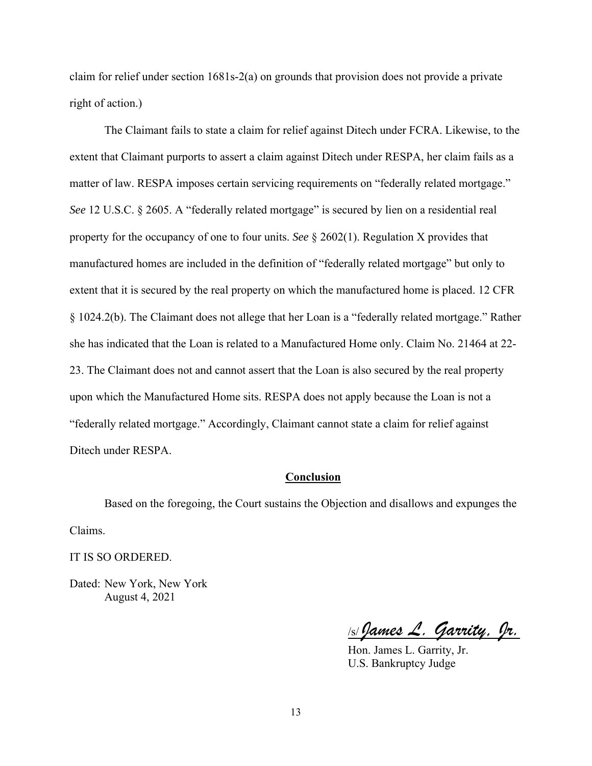claim for relief under section 1681s-2(a) on grounds that provision does not provide a private right of action.)

The Claimant fails to state a claim for relief against Ditech under FCRA. Likewise, to the extent that Claimant purports to assert a claim against Ditech under RESPA, her claim fails as a matter of law. RESPA imposes certain servicing requirements on "federally related mortgage." *See* 12 U.S.C. § 2605. A "federally related mortgage" is secured by lien on a residential real property for the occupancy of one to four units. *See* § 2602(1). Regulation X provides that manufactured homes are included in the definition of "federally related mortgage" but only to extent that it is secured by the real property on which the manufactured home is placed. 12 CFR § 1024.2(b). The Claimant does not allege that her Loan is a "federally related mortgage." Rather she has indicated that the Loan is related to a Manufactured Home only. Claim No. 21464 at 22-23. The Claimant does not and cannot assert that the Loan is also secured by the real property upon which the Manufactured Home sits. RESPA does not apply because the Loan is not a "federally related mortgage." Accordingly, Claimant cannot state a claim for relief against Ditech under RESPA.

**Conclusion**

Based on the foregoing, the Court sustains the Objection and disallows and expunges the Claims.

IT IS SO ORDERED.

Dated: New York, New York
August 4, 2021

/s/ *James L. Garrity, Jr.*

Hon. James L. Garrity, Jr.
U.S. Bankruptcy Judge